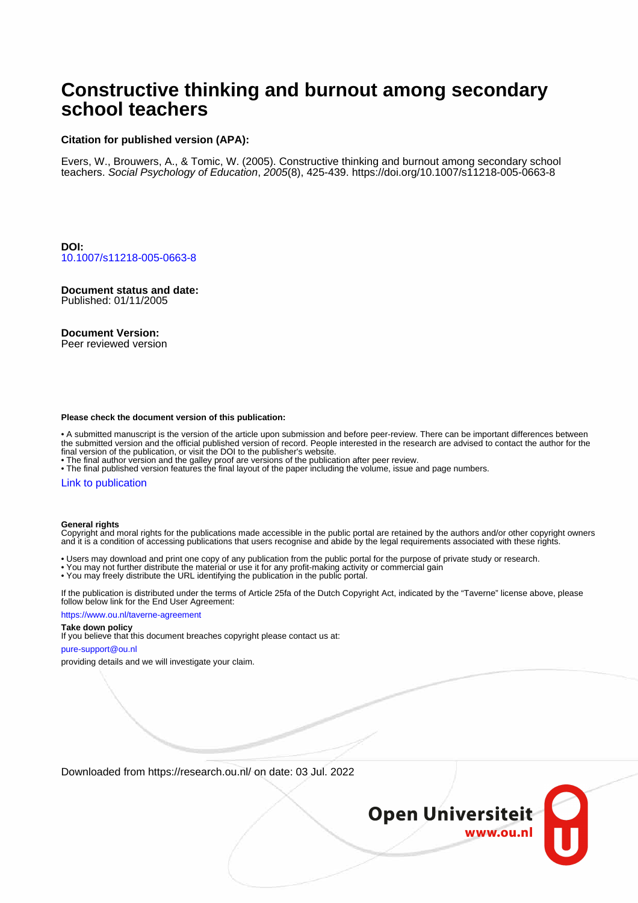# Constructive thinking and burnout among secondary school teachers

**Citation for published version (APA):**

Evers, W., Brouwers, A., & Tomic, W. (2005). Constructive thinking and burnout among secondary school teachers. *Social Psychology of Education*, *2005*(8), 425-439. https://doi.org/10.1007/s11218-005-0663-8

**DOI:**
10.1007/s11218-005-0663-8

**Document status and date:**
Published: 01/11/2005

**Document Version:**
Peer reviewed version

**Please check the document version of this publication:**

• A submitted manuscript is the version of the article upon submission and before peer-review. There can be important differences between the submitted version and the official published version of record. People interested in the research are advised to contact the author for the final version of the publication, or visit the DOI to the publisher's website.
• The final author version and the galley proof are versions of the publication after peer review.
• The final published version features the final layout of the paper including the volume, issue and page numbers.

Link to publication

**General rights**
Copyright and moral rights for the publications made accessible in the public portal are retained by the authors and/or other copyright owners and it is a condition of accessing publications that users recognise and abide by the legal requirements associated with these rights.

• Users may download and print one copy of any publication from the public portal for the purpose of private study or research.
• You may not further distribute the material or use it for any profit-making activity or commercial gain
• You may freely distribute the URL identifying the publication in the public portal.

If the publication is distributed under the terms of Article 25fa of the Dutch Copyright Act, indicated by the "Taverne" license above, please follow below link for the End User Agreement:

https://www.ou.nl/taverne-agreement

**Take down policy**
If you believe that this document breaches copyright please contact us at:

pure-support@ou.nl

providing details and we will investigate your claim.

Downloaded from https://research.ou.nl/ on date: 03 Jul. 2022

Open Universiteit
www.ou.nl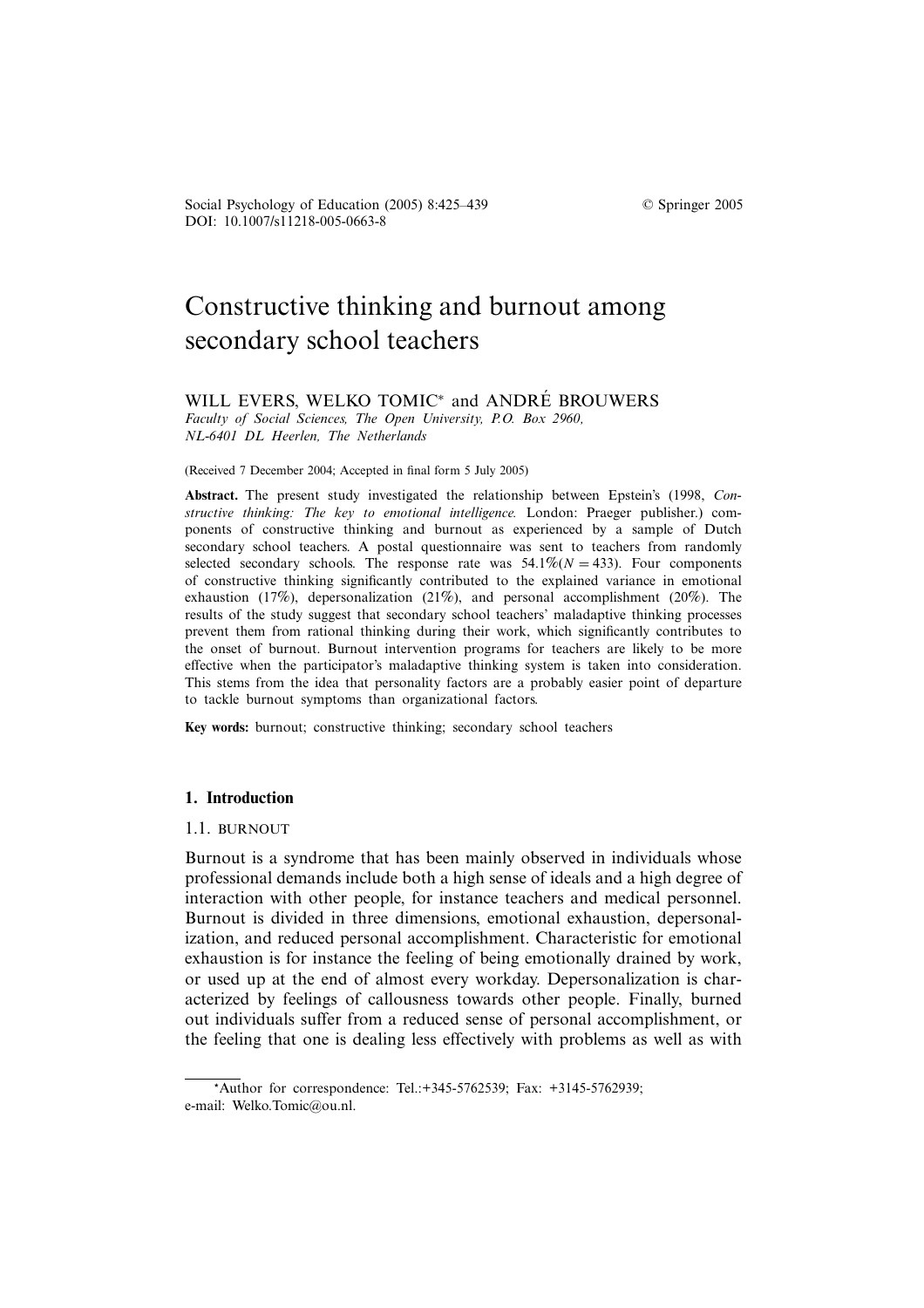# Constructive thinking and burnout among secondary school teachers

WILL EVERS, WELKO TOMIC* and ANDRÉ BROUWERS

*Faculty of Social Sciences, The Open University, P.O. Box 2960, NL-6401 DL Heerlen, The Netherlands*

(Received 7 December 2004; Accepted in final form 5 July 2005)

**Abstract.** The present study investigated the relationship between Epstein's (1998, *Constructive thinking: The key to emotional intelligence.* London: Praeger publisher.) components of constructive thinking and burnout as experienced by a sample of Dutch secondary school teachers. A postal questionnaire was sent to teachers from randomly selected secondary schools. The response rate was 54.1% ($N = 433$). Four components of constructive thinking significantly contributed to the explained variance in emotional exhaustion (17%), depersonalization (21%), and personal accomplishment (20%). The results of the study suggest that secondary school teachers' maladaptive thinking processes prevent them from rational thinking during their work, which significantly contributes to the onset of burnout. Burnout intervention programs for teachers are likely to be more effective when the participator's maladaptive thinking system is taken into consideration. This stems from the idea that personality factors are a probably easier point of departure to tackle burnout symptoms than organizational factors.

**Key words:** burnout; constructive thinking; secondary school teachers

## 1. Introduction

### 1.1. BURNOUT

Burnout is a syndrome that has been mainly observed in individuals whose professional demands include both a high sense of ideals and a high degree of interaction with other people, for instance teachers and medical personnel. Burnout is divided in three dimensions, emotional exhaustion, depersonalization, and reduced personal accomplishment. Characteristic for emotional exhaustion is for instance the feeling of being emotionally drained by work, or used up at the end of almost every workday. Depersonalization is characterized by feelings of callousness towards other people. Finally, burned out individuals suffer from a reduced sense of personal accomplishment, or the feeling that one is dealing less effectively with problems as well as with

*Author for correspondence: Tel.:+345-5762539; Fax: +3145-5762939; e-mail: Welko.Tomic@ou.nl.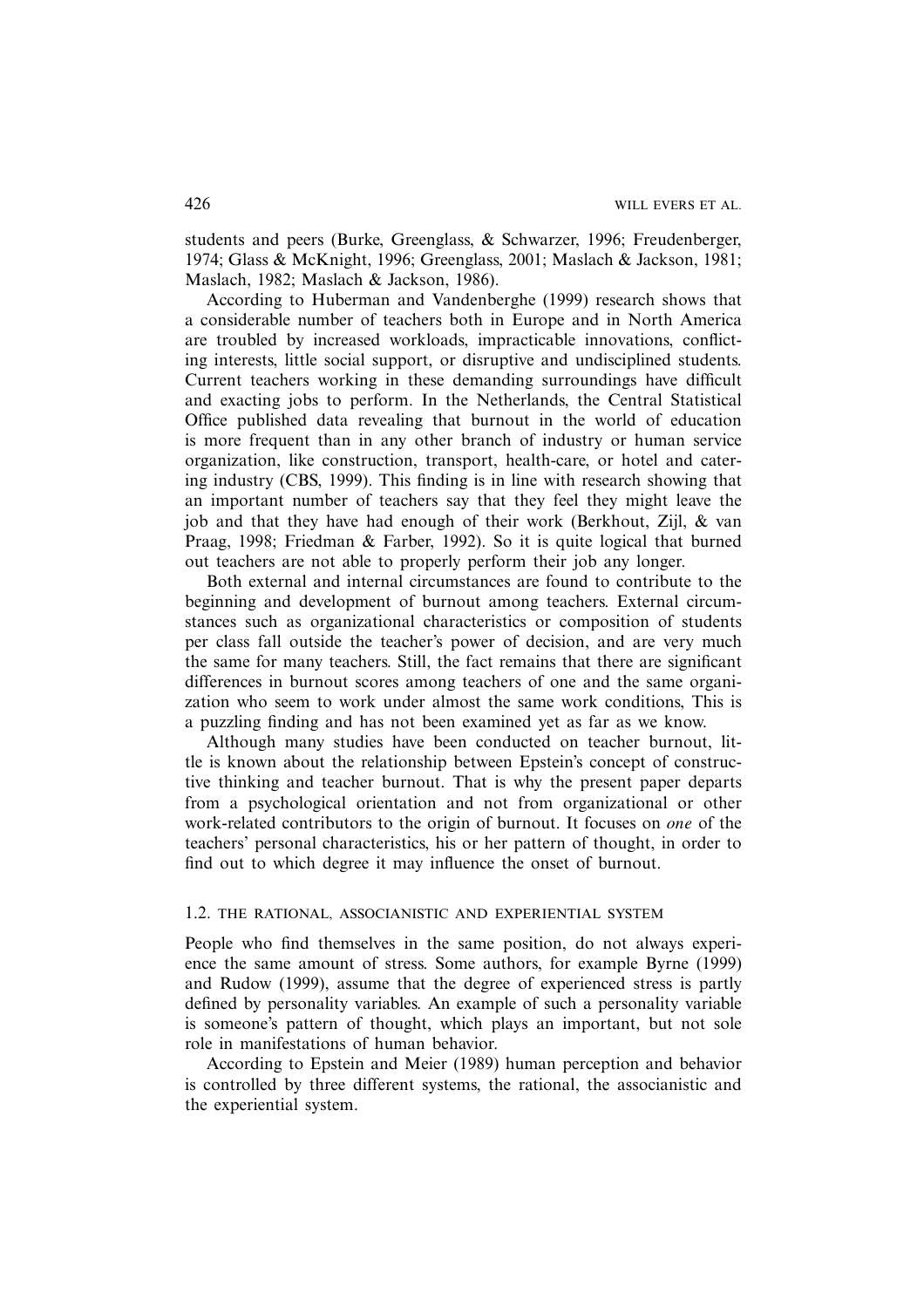students and peers (Burke, Greenglass, & Schwarzer, 1996; Freudenberger, 1974; Glass & McKnight, 1996; Greenglass, 2001; Maslach & Jackson, 1981; Maslach, 1982; Maslach & Jackson, 1986).

According to Huberman and Vandenberghe (1999) research shows that a considerable number of teachers both in Europe and in North America are troubled by increased workloads, impracticable innovations, conflicting interests, little social support, or disruptive and undisciplined students. Current teachers working in these demanding surroundings have difficult and exacting jobs to perform. In the Netherlands, the Central Statistical Office published data revealing that burnout in the world of education is more frequent than in any other branch of industry or human service organization, like construction, transport, health-care, or hotel and catering industry (CBS, 1999). This finding is in line with research showing that an important number of teachers say that they feel they might leave the job and that they have had enough of their work (Berkhout, Zijl, & van Praag, 1998; Friedman & Farber, 1992). So it is quite logical that burned out teachers are not able to properly perform their job any longer.

Both external and internal circumstances are found to contribute to the beginning and development of burnout among teachers. External circumstances such as organizational characteristics or composition of students per class fall outside the teacher's power of decision, and are very much the same for many teachers. Still, the fact remains that there are significant differences in burnout scores among teachers of one and the same organization who seem to work under almost the same work conditions, This is a puzzling finding and has not been examined yet as far as we know.

Although many studies have been conducted on teacher burnout, little is known about the relationship between Epstein's concept of constructive thinking and teacher burnout. That is why the present paper departs from a psychological orientation and not from organizational or other work-related contributors to the origin of burnout. It focuses on *one* of the teachers' personal characteristics, his or her pattern of thought, in order to find out to which degree it may influence the onset of burnout.

### 1.2. The Rational, Associanistic and Experiential System

People who find themselves in the same position, do not always experience the same amount of stress. Some authors, for example Byrne (1999) and Rudow (1999), assume that the degree of experienced stress is partly defined by personality variables. An example of such a personality variable is someone's pattern of thought, which plays an important, but not sole role in manifestations of human behavior.

According to Epstein and Meier (1989) human perception and behavior is controlled by three different systems, the rational, the associanistic and the experiential system.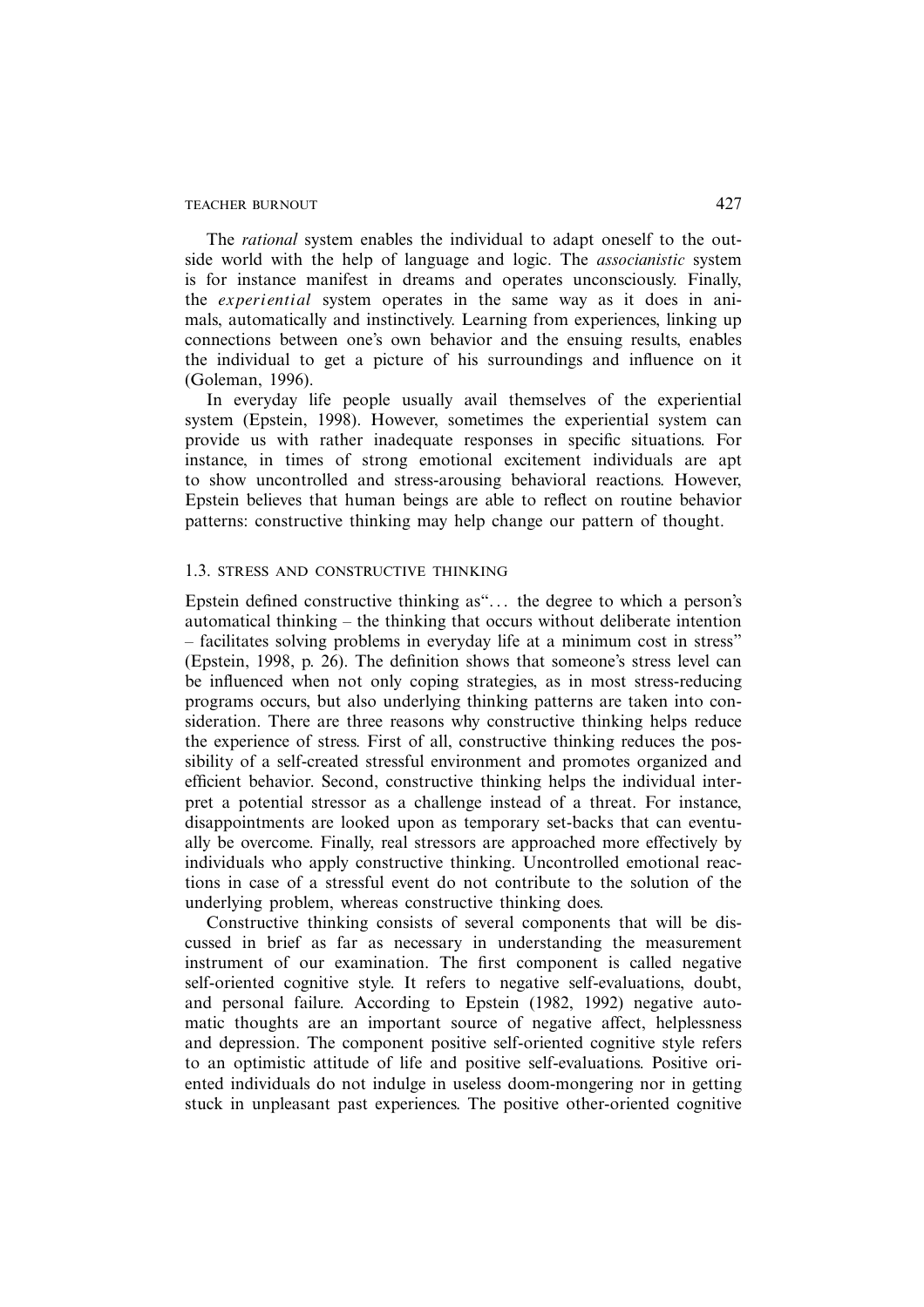The *rational* system enables the individual to adapt oneself to the outside world with the help of language and logic. The *associanistic* system is for instance manifest in dreams and operates unconsciously. Finally, the *experiential* system operates in the same way as it does in animals, automatically and instinctively. Learning from experiences, linking up connections between one's own behavior and the ensuing results, enables the individual to get a picture of his surroundings and influence on it (Goleman, 1996).

In everyday life people usually avail themselves of the experiential system (Epstein, 1998). However, sometimes the experiential system can provide us with rather inadequate responses in specific situations. For instance, in times of strong emotional excitement individuals are apt to show uncontrolled and stress-arousing behavioral reactions. However, Epstein believes that human beings are able to reflect on routine behavior patterns: constructive thinking may help change our pattern of thought.

### 1.3. Stress and constructive thinking

Epstein defined constructive thinking as"… the degree to which a person's automatical thinking – the thinking that occurs without deliberate intention – facilitates solving problems in everyday life at a minimum cost in stress" (Epstein, 1998, p. 26). The definition shows that someone's stress level can be influenced when not only coping strategies, as in most stress-reducing programs occurs, but also underlying thinking patterns are taken into consideration. There are three reasons why constructive thinking helps reduce the experience of stress. First of all, constructive thinking reduces the possibility of a self-created stressful environment and promotes organized and efficient behavior. Second, constructive thinking helps the individual interpret a potential stressor as a challenge instead of a threat. For instance, disappointments are looked upon as temporary set-backs that can eventually be overcome. Finally, real stressors are approached more effectively by individuals who apply constructive thinking. Uncontrolled emotional reactions in case of a stressful event do not contribute to the solution of the underlying problem, whereas constructive thinking does.

Constructive thinking consists of several components that will be discussed in brief as far as necessary in understanding the measurement instrument of our examination. The first component is called negative self-oriented cognitive style. It refers to negative self-evaluations, doubt, and personal failure. According to Epstein (1982, 1992) negative automatic thoughts are an important source of negative affect, helplessness and depression. The component positive self-oriented cognitive style refers to an optimistic attitude of life and positive self-evaluations. Positive oriented individuals do not indulge in useless doom-mongering nor in getting stuck in unpleasant past experiences. The positive other-oriented cognitive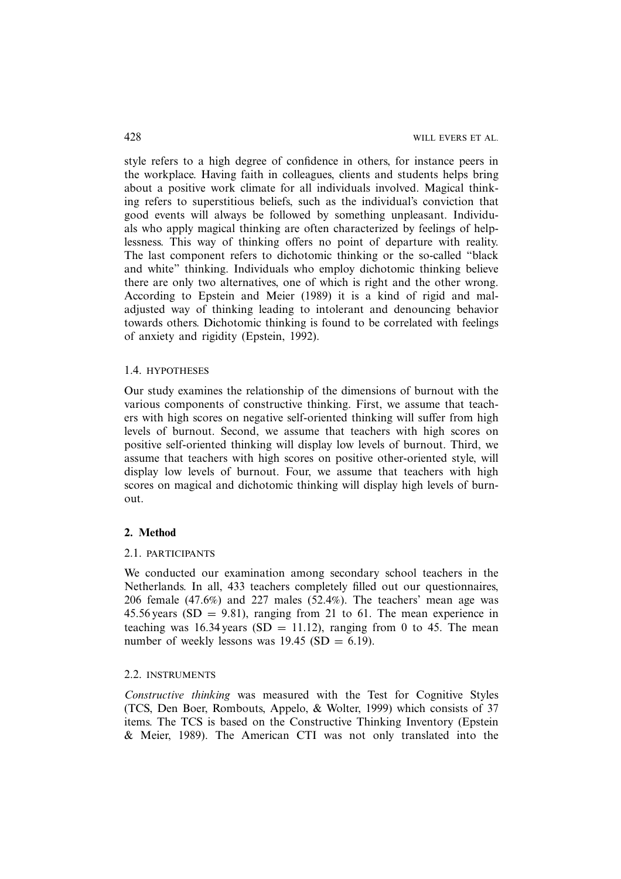style refers to a high degree of confidence in others, for instance peers in the workplace. Having faith in colleagues, clients and students helps bring about a positive work climate for all individuals involved. Magical thinking refers to superstitious beliefs, such as the individual's conviction that good events will always be followed by something unpleasant. Individuals who apply magical thinking are often characterized by feelings of helplessness. This way of thinking offers no point of departure with reality. The last component refers to dichotomic thinking or the so-called "black and white" thinking. Individuals who employ dichotomic thinking believe there are only two alternatives, one of which is right and the other wrong. According to Epstein and Meier (1989) it is a kind of rigid and maladjusted way of thinking leading to intolerant and denouncing behavior towards others. Dichotomic thinking is found to be correlated with feelings of anxiety and rigidity (Epstein, 1992).

### 1.4. HYPOTHESES

Our study examines the relationship of the dimensions of burnout with the various components of constructive thinking. First, we assume that teachers with high scores on negative self-oriented thinking will suffer from high levels of burnout. Second, we assume that teachers with high scores on positive self-oriented thinking will display low levels of burnout. Third, we assume that teachers with high scores on positive other-oriented style, will display low levels of burnout. Four, we assume that teachers with high scores on magical and dichotomic thinking will display high levels of burnout.

## 2. Method

### 2.1. PARTICIPANTS

We conducted our examination among secondary school teachers in the Netherlands. In all, 433 teachers completely filled out our questionnaires, 206 female (47.6%) and 227 males (52.4%). The teachers' mean age was 45.56 years (SD = 9.81), ranging from 21 to 61. The mean experience in teaching was 16.34 years (SD = 11.12), ranging from 0 to 45. The mean number of weekly lessons was 19.45 (SD = 6.19).

### 2.2. INSTRUMENTS

*Constructive thinking* was measured with the Test for Cognitive Styles (TCS, Den Boer, Rombouts, Appelo, & Wolter, 1999) which consists of 37 items. The TCS is based on the Constructive Thinking Inventory (Epstein & Meier, 1989). The American CTI was not only translated into the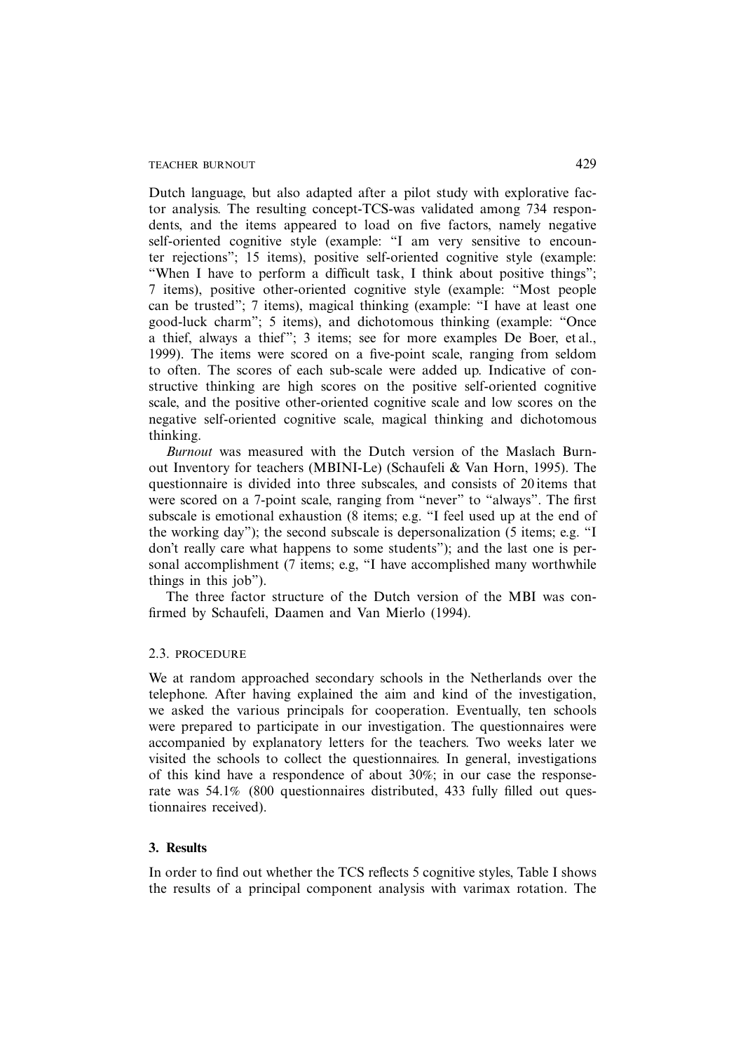Dutch language, but also adapted after a pilot study with explorative factor analysis. The resulting concept-TCS-was validated among 734 respondents, and the items appeared to load on five factors, namely negative self-oriented cognitive style (example: "I am very sensitive to encounter rejections"; 15 items), positive self-oriented cognitive style (example: "When I have to perform a difficult task, I think about positive things"; 7 items), positive other-oriented cognitive style (example: "Most people can be trusted"; 7 items), magical thinking (example: "I have at least one good-luck charm"; 5 items), and dichotomous thinking (example: "Once a thief, always a thief"; 3 items; see for more examples De Boer, et al., 1999). The items were scored on a five-point scale, ranging from seldom to often. The scores of each sub-scale were added up. Indicative of constructive thinking are high scores on the positive self-oriented cognitive scale, and the positive other-oriented cognitive scale and low scores on the negative self-oriented cognitive scale, magical thinking and dichotomous thinking.

*Burnout* was measured with the Dutch version of the Maslach Burnout Inventory for teachers (MBINI-Le) (Schaufeli & Van Horn, 1995). The questionnaire is divided into three subscales, and consists of 20 items that were scored on a 7-point scale, ranging from "never" to "always". The first subscale is emotional exhaustion (8 items; e.g. "I feel used up at the end of the working day"); the second subscale is depersonalization (5 items; e.g. "I don't really care what happens to some students"); and the last one is personal accomplishment (7 items; e.g, "I have accomplished many worthwhile things in this job").

The three factor structure of the Dutch version of the MBI was confirmed by Schaufeli, Daamen and Van Mierlo (1994).

### 2.3. Procedure

We at random approached secondary schools in the Netherlands over the telephone. After having explained the aim and kind of the investigation, we asked the various principals for cooperation. Eventually, ten schools were prepared to participate in our investigation. The questionnaires were accompanied by explanatory letters for the teachers. Two weeks later we visited the schools to collect the questionnaires. In general, investigations of this kind have a respondence of about 30%; in our case the response-rate was 54.1% (800 questionnaires distributed, 433 fully filled out questionnaires received).

## 3. Results

In order to find out whether the TCS reflects 5 cognitive styles, Table I shows the results of a principal component analysis with varimax rotation. The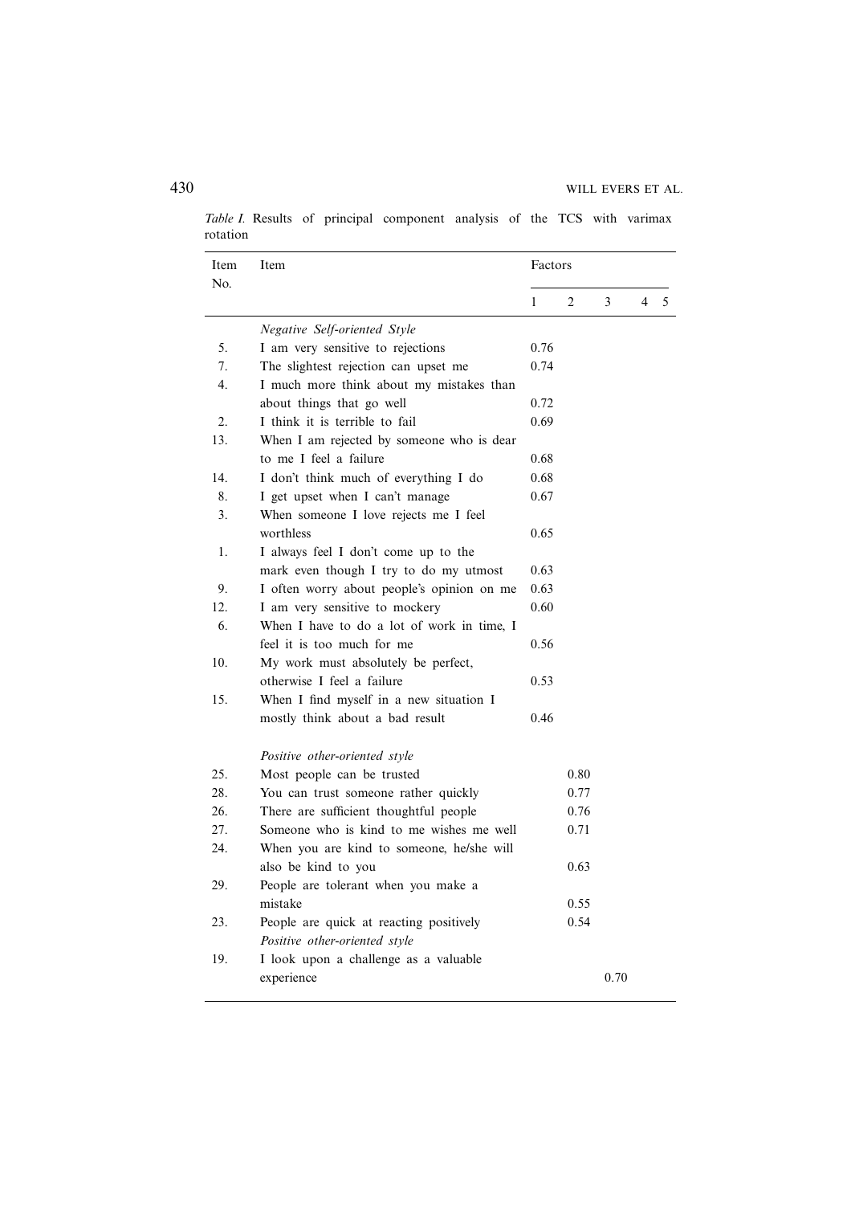*Table I.* Results of principal component analysis of the TCS with varimax rotation

| Item No. | Item | Factors | | | | |
|---|---|---|---|---|---|---|
| | | 1 | 2 | 3 | 4 | 5 |
| | *Negative Self-oriented Style* | | | | | |
| 5. | I am very sensitive to rejections | 0.76 | | | | |
| 7. | The slightest rejection can upset me | 0.74 | | | | |
| 4. | I much more think about my mistakes than about things that go well | 0.72 | | | | |
| 2. | I think it is terrible to fail | 0.69 | | | | |
| 13. | When I am rejected by someone who is dear to me I feel a failure | 0.68 | | | | |
| 14. | I don't think much of everything I do | 0.68 | | | | |
| 8. | I get upset when I can't manage | 0.67 | | | | |
| 3. | When someone I love rejects me I feel worthless | 0.65 | | | | |
| 1. | I always feel I don't come up to the mark even though I try to do my utmost | 0.63 | | | | |
| 9. | I often worry about people's opinion on me | 0.63 | | | | |
| 12. | I am very sensitive to mockery | 0.60 | | | | |
| 6. | When I have to do a lot of work in time, I feel it is too much for me | 0.56 | | | | |
| 10. | My work must absolutely be perfect, otherwise I feel a failure | 0.53 | | | | |
| 15. | When I find myself in a new situation I mostly think about a bad result | 0.46 | | | | |
| | *Positive other-oriented style* | | | | | |
| 25. | Most people can be trusted | | 0.80 | | | |
| 28. | You can trust someone rather quickly | | 0.77 | | | |
| 26. | There are sufficient thoughtful people | | 0.76 | | | |
| 27. | Someone who is kind to me wishes me well | | 0.71 | | | |
| 24. | When you are kind to someone, he/she will also be kind to you | | 0.63 | | | |
| 29. | People are tolerant when you make a mistake | | 0.55 | | | |
| 23. | People are quick at reacting positively | | 0.54 | | | |
| | *Positive other-oriented style* | | | | | |
| 19. | I look upon a challenge as a valuable experience | | | 0.70 | | |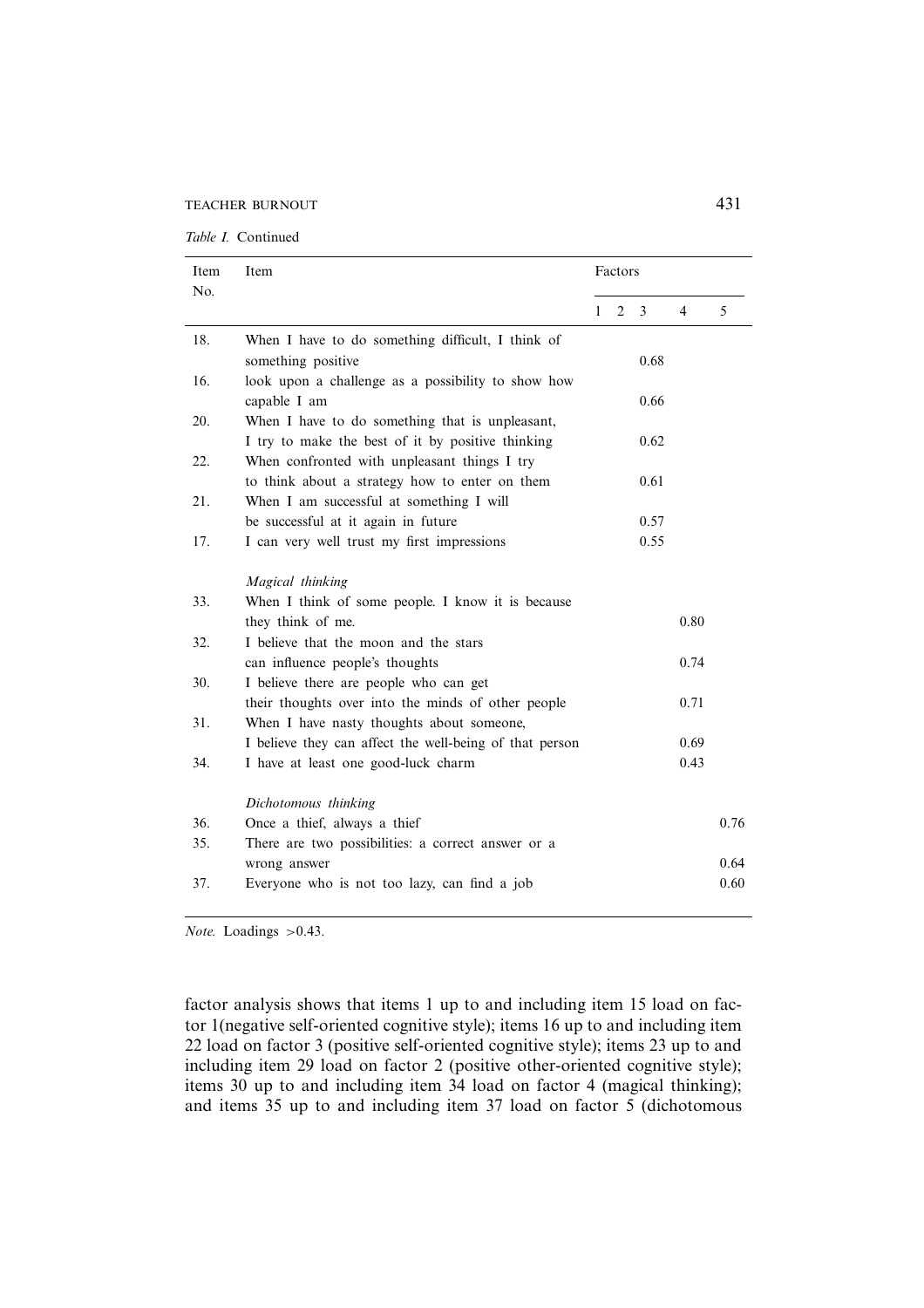*Table I.* Continued

| Item No. | Item | Factors | | | | |
|---|---|---|---|---|---|---|
| | | 1 | 2 | 3 | 4 | 5 |
| 18. | When I have to do something difficult, I think of something positive | | | 0.68 | | |
| 16. | look upon a challenge as a possibility to show how capable I am | | | 0.66 | | |
| 20. | When I have to do something that is unpleasant, I try to make the best of it by positive thinking | | | 0.62 | | |
| 22. | When confronted with unpleasant things I try to think about a strategy how to enter on them | | | 0.61 | | |
| 21. | When I am successful at something I will be successful at it again in future | | | 0.57 | | |
| 17. | I can very well trust my first impressions | | | 0.55 | | |
| | *Magical thinking* | | | | | |
| 33. | When I think of some people. I know it is because they think of me. | | | | 0.80 | |
| 32. | I believe that the moon and the stars can influence people's thoughts | | | | 0.74 | |
| 30. | I believe there are people who can get their thoughts over into the minds of other people | | | | 0.71 | |
| 31. | When I have nasty thoughts about someone, I believe they can affect the well-being of that person | | | | 0.69 | |
| 34. | I have at least one good-luck charm | | | | 0.43 | |
| | *Dichotomous thinking* | | | | | |
| 36. | Once a thief, always a thief | | | | | 0.76 |
| 35. | There are two possibilities: a correct answer or a wrong answer | | | | | 0.64 |
| 37. | Everyone who is not too lazy, can find a job | | | | | 0.60 |

*Note.* Loadings >0.43.

factor analysis shows that items 1 up to and including item 15 load on factor 1(negative self-oriented cognitive style); items 16 up to and including item 22 load on factor 3 (positive self-oriented cognitive style); items 23 up to and including item 29 load on factor 2 (positive other-oriented cognitive style); items 30 up to and including item 34 load on factor 4 (magical thinking); and items 35 up to and including item 37 load on factor 5 (dichotomous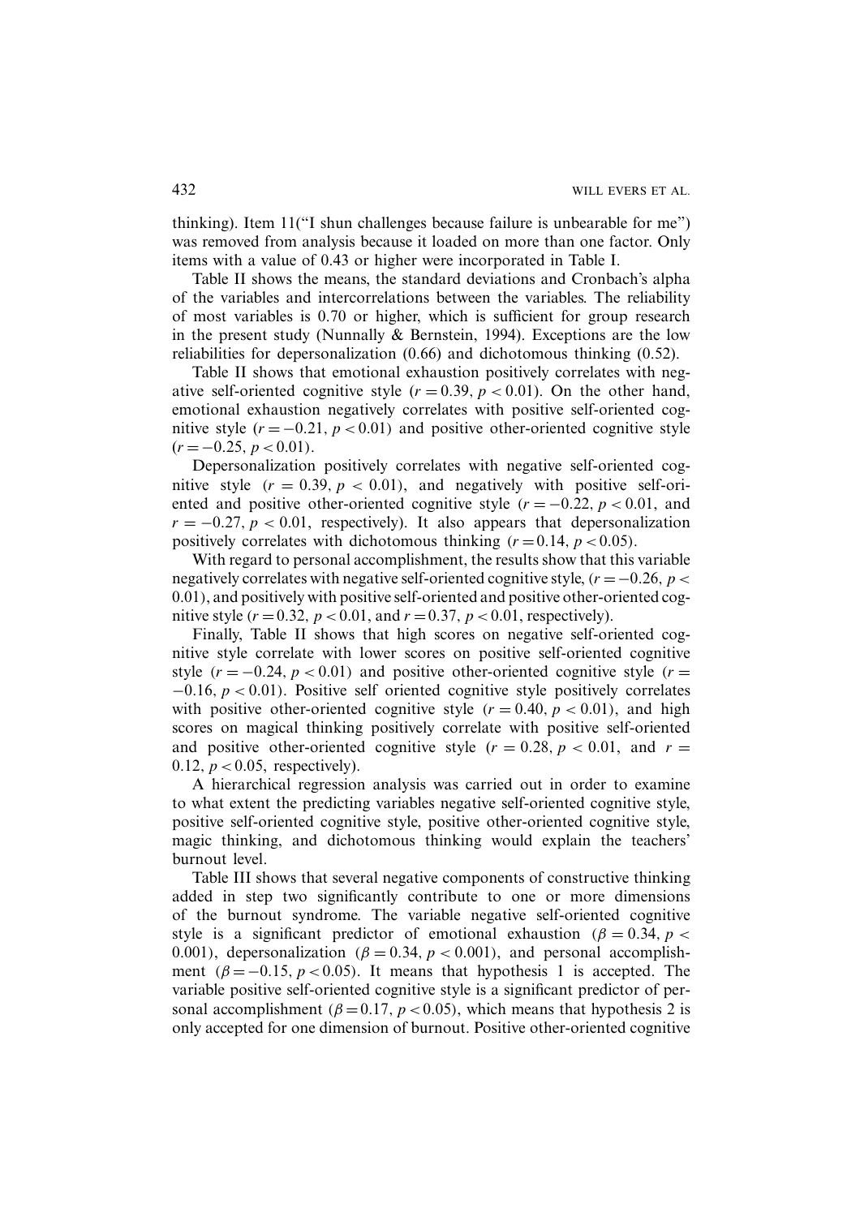thinking). Item 11("I shun challenges because failure is unbearable for me") was removed from analysis because it loaded on more than one factor. Only items with a value of 0.43 or higher were incorporated in Table I.

Table II shows the means, the standard deviations and Cronbach's alpha of the variables and intercorrelations between the variables. The reliability of most variables is 0.70 or higher, which is sufficient for group research in the present study (Nunnally & Bernstein, 1994). Exceptions are the low reliabilities for depersonalization (0.66) and dichotomous thinking (0.52).

Table II shows that emotional exhaustion positively correlates with negative self-oriented cognitive style ($r = 0.39$, $p < 0.01$). On the other hand, emotional exhaustion negatively correlates with positive self-oriented cognitive style ($r = -0.21$, $p < 0.01$) and positive other-oriented cognitive style ($r = -0.25$, $p < 0.01$).

Depersonalization positively correlates with negative self-oriented cognitive style ($r = 0.39$, $p < 0.01$), and negatively with positive self-oriented and positive other-oriented cognitive style ($r = -0.22$, $p < 0.01$, and $r = -0.27$, $p < 0.01$, respectively). It also appears that depersonalization positively correlates with dichotomous thinking ($r = 0.14$, $p < 0.05$).

With regard to personal accomplishment, the results show that this variable negatively correlates with negative self-oriented cognitive style, ($r = -0.26$, $p < 0.01$), and positively with positive self-oriented and positive other-oriented cognitive style ($r = 0.32$, $p < 0.01$, and $r = 0.37$, $p < 0.01$, respectively).

Finally, Table II shows that high scores on negative self-oriented cognitive style correlate with lower scores on positive self-oriented cognitive style ($r = -0.24$, $p < 0.01$) and positive other-oriented cognitive style ($r = -0.16$, $p < 0.01$). Positive self oriented cognitive style positively correlates with positive other-oriented cognitive style ($r = 0.40$, $p < 0.01$), and high scores on magical thinking positively correlate with positive self-oriented and positive other-oriented cognitive style ($r = 0.28$, $p < 0.01$, and $r = 0.12$, $p < 0.05$, respectively).

A hierarchical regression analysis was carried out in order to examine to what extent the predicting variables negative self-oriented cognitive style, positive self-oriented cognitive style, positive other-oriented cognitive style, magic thinking, and dichotomous thinking would explain the teachers' burnout level.

Table III shows that several negative components of constructive thinking added in step two significantly contribute to one or more dimensions of the burnout syndrome. The variable negative self-oriented cognitive style is a significant predictor of emotional exhaustion ($\beta = 0.34$, $p < 0.001$), depersonalization ($\beta = 0.34$, $p < 0.001$), and personal accomplishment ($\beta = -0.15$, $p < 0.05$). It means that hypothesis 1 is accepted. The variable positive self-oriented cognitive style is a significant predictor of personal accomplishment ($\beta = 0.17$, $p < 0.05$), which means that hypothesis 2 is only accepted for one dimension of burnout. Positive other-oriented cognitive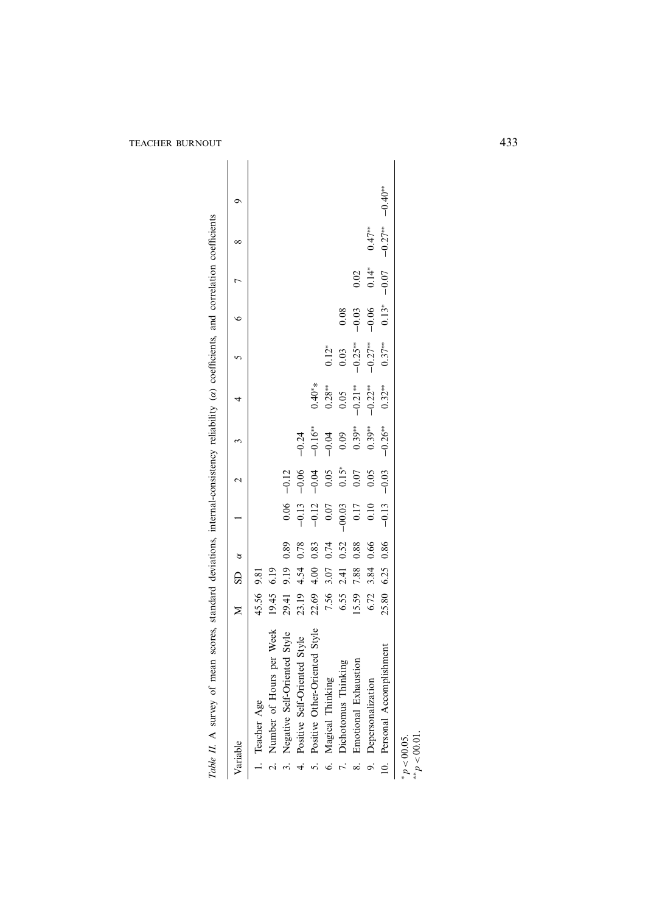*Table II.* A survey of mean scores, standard deviations, internal-consistency reliability ($\alpha$) coefficients, and correlation coefficients

| Variable | M | SD | $\alpha$ | 1 | 2 | 3 | 4 | 5 | 6 | 7 | 8 | 9 |
|---|---|---|---|---|---|---|---|---|---|---|---|---|
| 1. Teacher Age | 45.56 | 9.81 | | | | | | | | | | |
| 2. Number of Hours per Week | 19.45 | 6.19 | | | | | | | | | | |
| 3. Negative Self-Oriented Style | 29.41 | 9.19 | 0.89 | 0.06 | −0.12 | | | | | | | |
| 4. Positive Self-Oriented Style | 23.19 | 4.54 | 0.78 | −0.13 | −0.06 | −0.24 | | | | | | |
| 5. Positive Other-Oriented Style | 22.69 | 4.00 | 0.83 | −0.12 | −0.04 | −0.16** | 0.40** | | | | | |
| 6. Magical Thinking | 7.56 | 3.07 | 0.74 | 0.07 | 0.05 | −0.04 | 0.28** | 0.12* | | | | |
| 7. Dichotomus Thinking | 6.55 | 2.41 | 0.52 | −00.03 | 0.15* | 0.09 | 0.05 | 0.03 | 0.08 | | | |
| 8. Emotional Exhaustion | 15.59 | 7.88 | 0.88 | 0.17 | 0.07 | 0.39** | −0.21** | −0.25** | −0.03 | 0.02 | | |
| 9. Depersonalization | 6.72 | 3.84 | 0.66 | 0.10 | 0.05 | 0.39** | −0.22** | −0.27** | −0.06 | 0.14* | 0.47** | |
| 10. Personal Accomplishment | 25.80 | 6.25 | 0.86 | −0.13 | −0.03 | −0.26** | 0.32** | 0.37** | 0.13* | −0.07 | −0.27** | −0.40** |

* $p < 00.05$.
** $p < 00.01$.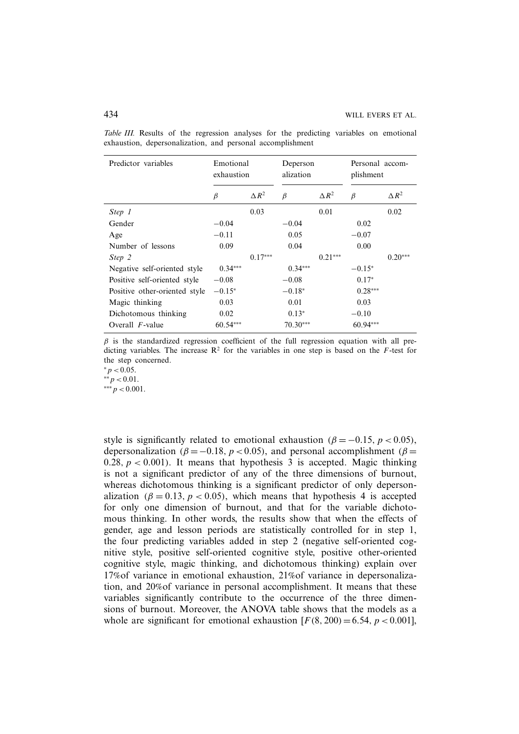*Table III.* Results of the regression analyses for the predicting variables on emotional exhaustion, depersonalization, and personal accomplishment

| Predictor variables | Emotional exhaustion | | Deperson alization | | Personal accom-plishment | |
|---|---|---|---|---|---|---|
| | $\beta$ | $\Delta R^2$ | $\beta$ | $\Delta R^2$ | $\beta$ | $\Delta R^2$ |
| *Step 1* | | 0.03 | | 0.01 | | 0.02 |
| Gender | −0.04 | | −0.04 | | 0.02 | |
| Age | −0.11 | | 0.05 | | −0.07 | |
| Number of lessons | 0.09 | | 0.04 | | 0.00 | |
| *Step 2* | | 0.17*** | | 0.21*** | | 0.20*** |
| Negative self-oriented style | 0.34*** | | 0.34*** | | −0.15* | |
| Positive self-oriented style | −0.08 | | −0.08 | | 0.17* | |
| Positive other-oriented style | −0.15* | | −0.18* | | 0.28*** | |
| Magic thinking | 0.03 | | 0.01 | | 0.03 | |
| Dichotomous thinking | 0.02 | | 0.13* | | −0.10 | |
| Overall $F$-value | 60.54*** | | 70.30*** | | 60.94*** | |

$\beta$ is the standardized regression coefficient of the full regression equation with all predicting variables. The increase $R^2$ for the variables in one step is based on the $F$-test for the step concerned.
* $p < 0.05$.
** $p < 0.01$.
*** $p < 0.001$.

style is significantly related to emotional exhaustion ($\beta = -0.15$, $p < 0.05$), depersonalization ($\beta = -0.18$, $p < 0.05$), and personal accomplishment ($\beta = 0.28$, $p < 0.001$). It means that hypothesis 3 is accepted. Magic thinking is not a significant predictor of any of the three dimensions of burnout, whereas dichotomous thinking is a significant predictor of only depersonalization ($\beta = 0.13$, $p < 0.05$), which means that hypothesis 4 is accepted for only one dimension of burnout, and that for the variable dichotomous thinking. In other words, the results show that when the effects of gender, age and lesson periods are statistically controlled for in step 1, the four predicting variables added in step 2 (negative self-oriented cognitive style, positive self-oriented cognitive style, positive other-oriented cognitive style, magic thinking, and dichotomous thinking) explain over 17%of variance in emotional exhaustion, 21%of variance in depersonalization, and 20%of variance in personal accomplishment. It means that these variables significantly contribute to the occurrence of the three dimensions of burnout. Moreover, the ANOVA table shows that the models as a whole are significant for emotional exhaustion [$F(8, 200) = 6.54$, $p < 0.001$],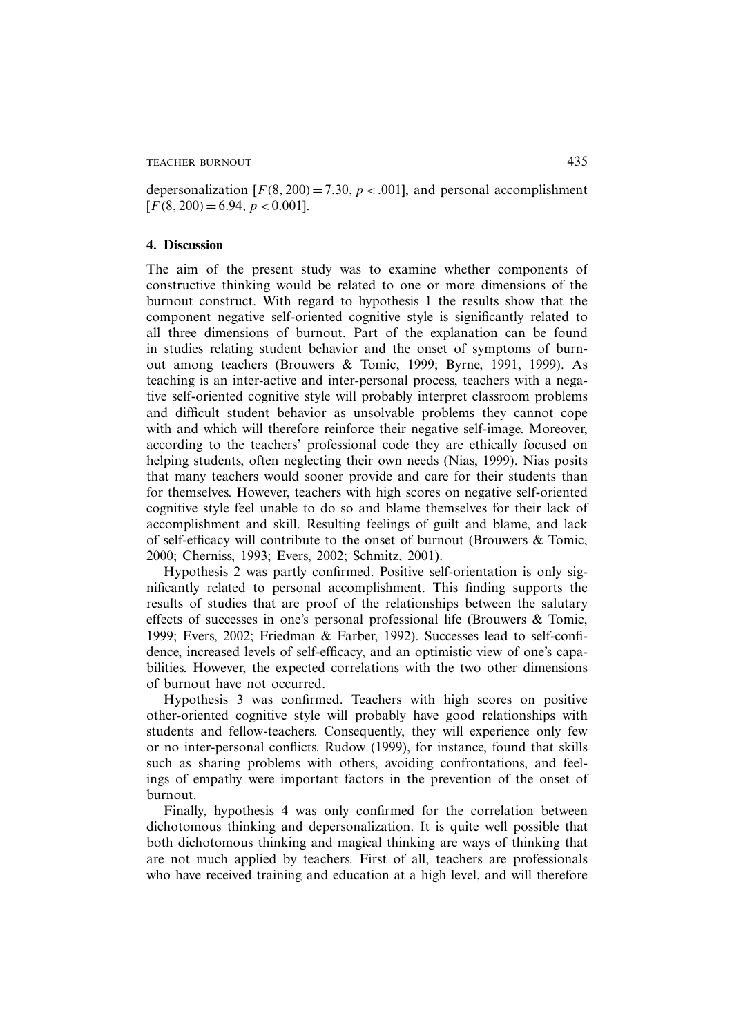depersonalization [$F(8, 200) = 7.30$, $p < .001$], and personal accomplishment [$F(8, 200) = 6.94$, $p < 0.001$].

## 4. Discussion

The aim of the present study was to examine whether components of constructive thinking would be related to one or more dimensions of the burnout construct. With regard to hypothesis 1 the results show that the component negative self-oriented cognitive style is significantly related to all three dimensions of burnout. Part of the explanation can be found in studies relating student behavior and the onset of symptoms of burnout among teachers (Brouwers & Tomic, 1999; Byrne, 1991, 1999). As teaching is an inter-active and inter-personal process, teachers with a negative self-oriented cognitive style will probably interpret classroom problems and difficult student behavior as unsolvable problems they cannot cope with and which will therefore reinforce their negative self-image. Moreover, according to the teachers' professional code they are ethically focused on helping students, often neglecting their own needs (Nias, 1999). Nias posits that many teachers would sooner provide and care for their students than for themselves. However, teachers with high scores on negative self-oriented cognitive style feel unable to do so and blame themselves for their lack of accomplishment and skill. Resulting feelings of guilt and blame, and lack of self-efficacy will contribute to the onset of burnout (Brouwers & Tomic, 2000; Cherniss, 1993; Evers, 2002; Schmitz, 2001).

Hypothesis 2 was partly confirmed. Positive self-orientation is only significantly related to personal accomplishment. This finding supports the results of studies that are proof of the relationships between the salutary effects of successes in one's personal professional life (Brouwers & Tomic, 1999; Evers, 2002; Friedman & Farber, 1992). Successes lead to self-confidence, increased levels of self-efficacy, and an optimistic view of one's capabilities. However, the expected correlations with the two other dimensions of burnout have not occurred.

Hypothesis 3 was confirmed. Teachers with high scores on positive other-oriented cognitive style will probably have good relationships with students and fellow-teachers. Consequently, they will experience only few or no inter-personal conflicts. Rudow (1999), for instance, found that skills such as sharing problems with others, avoiding confrontations, and feelings of empathy were important factors in the prevention of the onset of burnout.

Finally, hypothesis 4 was only confirmed for the correlation between dichotomous thinking and depersonalization. It is quite well possible that both dichotomous thinking and magical thinking are ways of thinking that are not much applied by teachers. First of all, teachers are professionals who have received training and education at a high level, and will therefore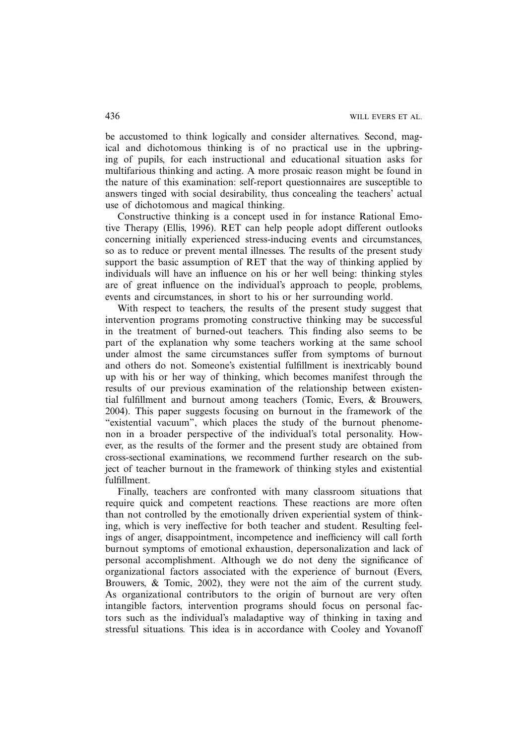be accustomed to think logically and consider alternatives. Second, magical and dichotomous thinking is of no practical use in the upbringing of pupils, for each instructional and educational situation asks for multifarious thinking and acting. A more prosaic reason might be found in the nature of this examination: self-report questionnaires are susceptible to answers tinged with social desirability, thus concealing the teachers' actual use of dichotomous and magical thinking.

Constructive thinking is a concept used in for instance Rational Emotive Therapy (Ellis, 1996). RET can help people adopt different outlooks concerning initially experienced stress-inducing events and circumstances, so as to reduce or prevent mental illnesses. The results of the present study support the basic assumption of RET that the way of thinking applied by individuals will have an influence on his or her well being: thinking styles are of great influence on the individual's approach to people, problems, events and circumstances, in short to his or her surrounding world.

With respect to teachers, the results of the present study suggest that intervention programs promoting constructive thinking may be successful in the treatment of burned-out teachers. This finding also seems to be part of the explanation why some teachers working at the same school under almost the same circumstances suffer from symptoms of burnout and others do not. Someone's existential fulfillment is inextricably bound up with his or her way of thinking, which becomes manifest through the results of our previous examination of the relationship between existential fulfillment and burnout among teachers (Tomic, Evers, & Brouwers, 2004). This paper suggests focusing on burnout in the framework of the "existential vacuum", which places the study of the burnout phenomenon in a broader perspective of the individual's total personality. However, as the results of the former and the present study are obtained from cross-sectional examinations, we recommend further research on the subject of teacher burnout in the framework of thinking styles and existential fulfillment.

Finally, teachers are confronted with many classroom situations that require quick and competent reactions. These reactions are more often than not controlled by the emotionally driven experiential system of thinking, which is very ineffective for both teacher and student. Resulting feelings of anger, disappointment, incompetence and inefficiency will call forth burnout symptoms of emotional exhaustion, depersonalization and lack of personal accomplishment. Although we do not deny the significance of organizational factors associated with the experience of burnout (Evers, Brouwers, & Tomic, 2002), they were not the aim of the current study. As organizational contributors to the origin of burnout are very often intangible factors, intervention programs should focus on personal factors such as the individual's maladaptive way of thinking in taxing and stressful situations. This idea is in accordance with Cooley and Yovanoff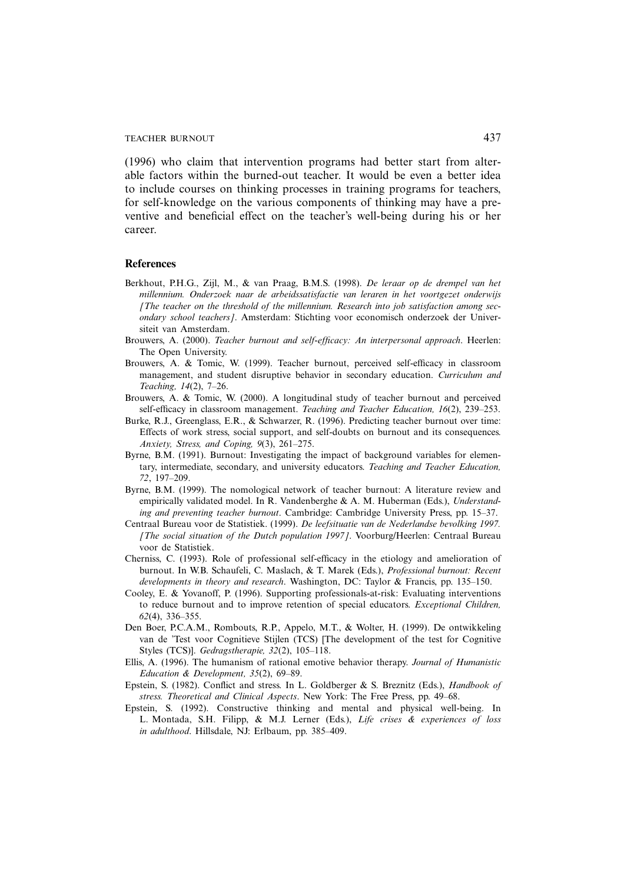(1996) who claim that intervention programs had better start from alterable factors within the burned-out teacher. It would be even a better idea to include courses on thinking processes in training programs for teachers, for self-knowledge on the various components of thinking may have a preventive and beneficial effect on the teacher's well-being during his or her career.

## References

Berkhout, P.H.G., Zijl, M., & van Praag, B.M.S. (1998). *De leraar op de drempel van het millennium. Onderzoek naar de arbeidssatisfactie van leraren in het voortgezet onderwijs [The teacher on the threshold of the millennium. Research into job satisfaction among secondary school teachers]*. Amsterdam: Stichting voor economisch onderzoek der Universiteit van Amsterdam.

Brouwers, A. (2000). *Teacher burnout and self-efficacy: An interpersonal approach*. Heerlen: The Open University.

Brouwers, A. & Tomic, W. (1999). Teacher burnout, perceived self-efficacy in classroom management, and student disruptive behavior in secondary education. *Curriculum and Teaching, 14*(2), 7–26.

Brouwers, A. & Tomic, W. (2000). A longitudinal study of teacher burnout and perceived self-efficacy in classroom management. *Teaching and Teacher Education, 16*(2), 239–253.

Burke, R.J., Greenglass, E.R., & Schwarzer, R. (1996). Predicting teacher burnout over time: Effects of work stress, social support, and self-doubts on burnout and its consequences. *Anxiety, Stress, and Coping, 9*(3), 261–275.

Byrne, B.M. (1991). Burnout: Investigating the impact of background variables for elementary, intermediate, secondary, and university educators. *Teaching and Teacher Education, 72*, 197–209.

Byrne, B.M. (1999). The nomological network of teacher burnout: A literature review and empirically validated model. In R. Vandenberghe & A. M. Huberman (Eds.), *Understanding and preventing teacher burnout*. Cambridge: Cambridge University Press, pp. 15–37.

Centraal Bureau voor de Statistiek. (1999). *De leefsituatie van de Nederlandse bevolking 1997. [The social situation of the Dutch population 1997]*. Voorburg/Heerlen: Centraal Bureau voor de Statistiek.

Cherniss, C. (1993). Role of professional self-efficacy in the etiology and amelioration of burnout. In W.B. Schaufeli, C. Maslach, & T. Marek (Eds.), *Professional burnout: Recent developments in theory and research*. Washington, DC: Taylor & Francis, pp. 135–150.

Cooley, E. & Yovanoff, P. (1996). Supporting professionals-at-risk: Evaluating interventions to reduce burnout and to improve retention of special educators. *Exceptional Children, 62*(4), 336–355.

Den Boer, P.C.A.M., Rombouts, R.P., Appelo, M.T., & Wolter, H. (1999). De ontwikkeling van de 'Test voor Cognitieve Stijlen (TCS) [The development of the test for Cognitive Styles (TCS)]. *Gedragstherapie, 32*(2), 105–118.

Ellis, A. (1996). The humanism of rational emotive behavior therapy. *Journal of Humanistic Education & Development, 35*(2), 69–89.

Epstein, S. (1982). Conflict and stress. In L. Goldberger & S. Breznitz (Eds.), *Handbook of stress. Theoretical and Clinical Aspects*. New York: The Free Press, pp. 49–68.

Epstein, S. (1992). Constructive thinking and mental and physical well-being. In L. Montada, S.H. Filipp, & M.J. Lerner (Eds.), *Life crises & experiences of loss in adulthood*. Hillsdale, NJ: Erlbaum, pp. 385–409.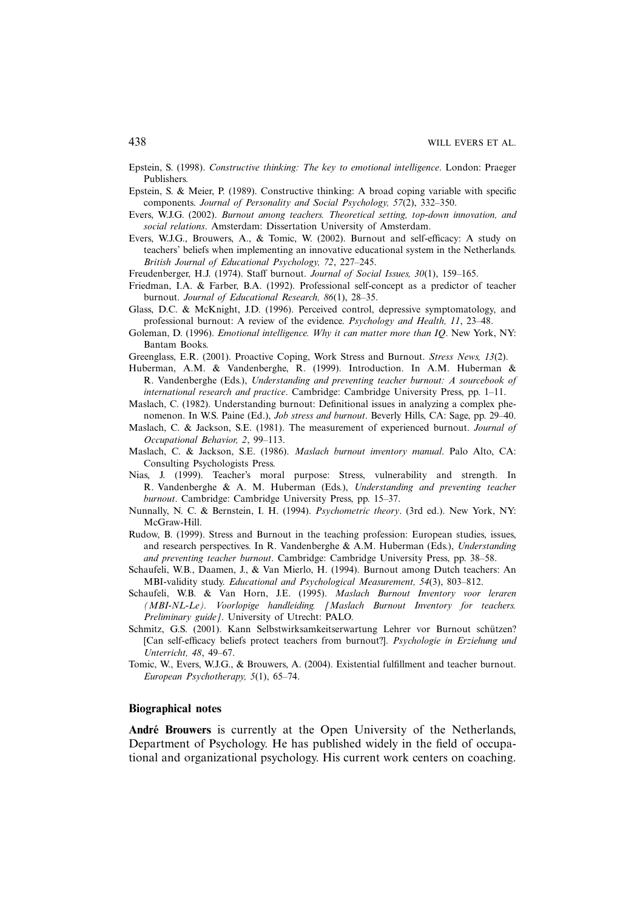Epstein, S. (1998). *Constructive thinking: The key to emotional intelligence*. London: Praeger Publishers.

Epstein, S. & Meier, P. (1989). Constructive thinking: A broad coping variable with specific components. *Journal of Personality and Social Psychology, 57*(2), 332–350.

Evers, W.J.G. (2002). *Burnout among teachers. Theoretical setting, top-down innovation, and social relations*. Amsterdam: Dissertation University of Amsterdam.

Evers, W.J.G., Brouwers, A., & Tomic, W. (2002). Burnout and self-efficacy: A study on teachers' beliefs when implementing an innovative educational system in the Netherlands. *British Journal of Educational Psychology, 72*, 227–245.

Freudenberger, H.J. (1974). Staff burnout. *Journal of Social Issues, 30*(1), 159–165.

Friedman, I.A. & Farber, B.A. (1992). Professional self-concept as a predictor of teacher burnout. *Journal of Educational Research, 86*(1), 28–35.

Glass, D.C. & McKnight, J.D. (1996). Perceived control, depressive symptomatology, and professional burnout: A review of the evidence. *Psychology and Health, 11*, 23–48.

Goleman, D. (1996). *Emotional intelligence. Why it can matter more than IQ*. New York, NY: Bantam Books.

Greenglass, E.R. (2001). Proactive Coping, Work Stress and Burnout. *Stress News, 13*(2).

Huberman, A.M. & Vandenberghe, R. (1999). Introduction. In A.M. Huberman & R. Vandenberghe (Eds.), *Understanding and preventing teacher burnout: A sourcebook of international research and practice*. Cambridge: Cambridge University Press, pp. 1–11.

Maslach, C. (1982). Understanding burnout: Definitional issues in analyzing a complex phenomenon. In W.S. Paine (Ed.), *Job stress and burnout*. Beverly Hills, CA: Sage, pp. 29–40.

Maslach, C. & Jackson, S.E. (1981). The measurement of experienced burnout. *Journal of Occupational Behavior, 2*, 99–113.

Maslach, C. & Jackson, S.E. (1986). *Maslach burnout inventory manual*. Palo Alto, CA: Consulting Psychologists Press.

Nias, J. (1999). Teacher's moral purpose: Stress, vulnerability and strength. In R. Vandenberghe & A. M. Huberman (Eds.), *Understanding and preventing teacher burnout*. Cambridge: Cambridge University Press, pp. 15–37.

Nunnally, N. C. & Bernstein, I. H. (1994). *Psychometric theory*. (3rd ed.). New York, NY: McGraw-Hill.

Rudow, B. (1999). Stress and Burnout in the teaching profession: European studies, issues, and research perspectives. In R. Vandenberghe & A.M. Huberman (Eds.), *Understanding and preventing teacher burnout*. Cambridge: Cambridge University Press, pp. 38–58.

Schaufeli, W.B., Daamen, J., & Van Mierlo, H. (1994). Burnout among Dutch teachers: An MBI-validity study. *Educational and Psychological Measurement, 54*(3), 803–812.

Schaufeli, W.B. & Van Horn, J.E. (1995). *Maslach Burnout Inventory voor leraren (MBI-NL-Le). Voorlopige handleiding. [Maslach Burnout Inventory for teachers. Preliminary guide]*. University of Utrecht: PALO.

Schmitz, G.S. (2001). Kann Selbstwirksamkeitserwartung Lehrer vor Burnout schützen? [Can self-efficacy beliefs protect teachers from burnout?]. *Psychologie in Erziehung und Unterricht, 48*, 49–67.

Tomic, W., Evers, W.J.G., & Brouwers, A. (2004). Existential fulfillment and teacher burnout. *European Psychotherapy, 5*(1), 65–74.

## Biographical notes

**André Brouwers** is currently at the Open University of the Netherlands, Department of Psychology. He has published widely in the field of occupational and organizational psychology. His current work centers on coaching.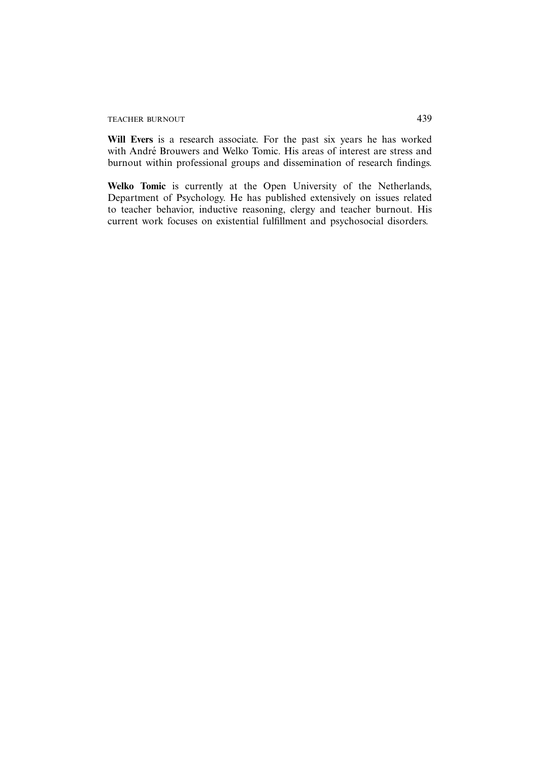**Will Evers** is a research associate. For the past six years he has worked with André Brouwers and Welko Tomic. His areas of interest are stress and burnout within professional groups and dissemination of research findings.

**Welko Tomic** is currently at the Open University of the Netherlands, Department of Psychology. He has published extensively on issues related to teacher behavior, inductive reasoning, clergy and teacher burnout. His current work focuses on existential fulfillment and psychosocial disorders.